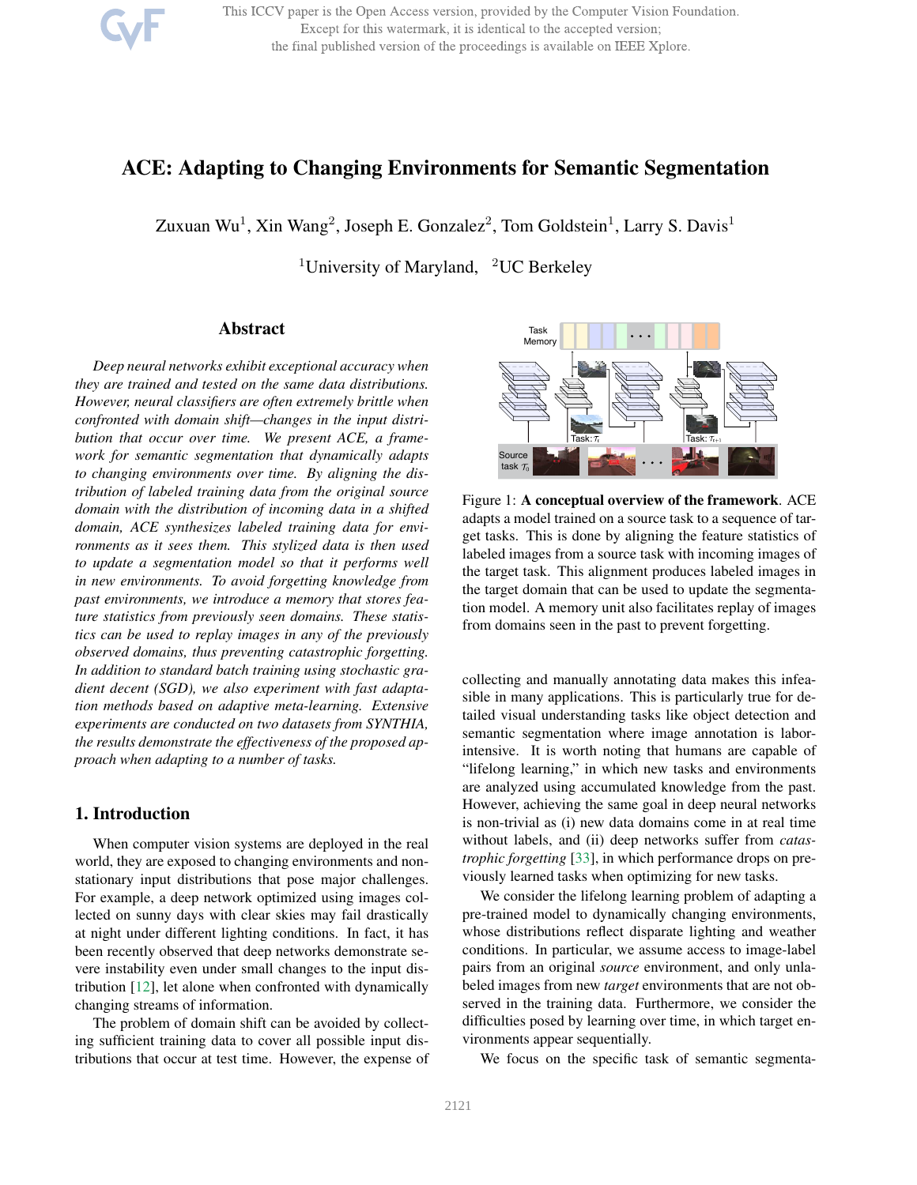# ACE: Adapting to Changing Environments for Semantic Segmentation

Zuxuan Wu[1], Xin Wang[2], Joseph E. Gonzalez[2], Tom Goldstein[1], Larry S. Davis[1]

[1]University of Maryland, [2]UC Berkeley

## Abstract

*Deep neural networks exhibit exceptional accuracy when they are trained and tested on the same data distributions. However, neural classifiers are often extremely brittle when confronted with domain shift—changes in the input distribution that occur over time. We present ACE, a framework for semantic segmentation that dynamically adapts to changing environments over time. By aligning the distribution of labeled training data from the original source domain with the distribution of incoming data in a shifted domain, ACE synthesizes labeled training data for environments as it sees them. This stylized data is then used to update a segmentation model so that it performs well in new environments. To avoid forgetting knowledge from past environments, we introduce a memory that stores feature statistics from previously seen domains. These statistics can be used to replay images in any of the previously observed domains, thus preventing catastrophic forgetting. In addition to standard batch training using stochastic gradient decent (SGD), we also experiment with fast adaptation methods based on adaptive meta-learning. Extensive experiments are conducted on two datasets from SYNTHIA, the results demonstrate the effectiveness of the proposed approach when adapting to a number of tasks.*

Figure 1: **A conceptual overview of the framework**. ACE adapts a model trained on a source task to a sequence of target tasks. This is done by aligning the feature statistics of labeled images from a source task with incoming images of the target task. This alignment produces labeled images in the target domain that can be used to update the segmentation model. A memory unit also facilitates replay of images from domains seen in the past to prevent forgetting.

## 1. Introduction

When computer vision systems are deployed in the real world, they are exposed to changing environments and non-stationary input distributions that pose major challenges. For example, a deep network optimized using images collected on sunny days with clear skies may fail drastically at night under different lighting conditions. In fact, it has been recently observed that deep networks demonstrate severe instability even under small changes to the input distribution [12], let alone when confronted with dynamically changing streams of information.

The problem of domain shift can be avoided by collecting sufficient training data to cover all possible input distributions that occur at test time. However, the expense of collecting and manually annotating data makes this infeasible in many applications. This is particularly true for detailed visual understanding tasks like object detection and semantic segmentation where image annotation is labor-intensive. It is worth noting that humans are capable of "lifelong learning," in which new tasks and environments are analyzed using accumulated knowledge from the past. However, achieving the same goal in deep neural networks is non-trivial as (i) new data domains come in at real time without labels, and (ii) deep networks suffer from *catastrophic forgetting* [33], in which performance drops on previously learned tasks when optimizing for new tasks.

We consider the lifelong learning problem of adapting a pre-trained model to dynamically changing environments, whose distributions reflect disparate lighting and weather conditions. In particular, we assume access to image-label pairs from an original *source* environment, and only unlabeled images from new *target* environments that are not observed in the training data. Furthermore, we consider the difficulties posed by learning over time, in which target environments appear sequentially.

We focus on the specific task of semantic segmenta-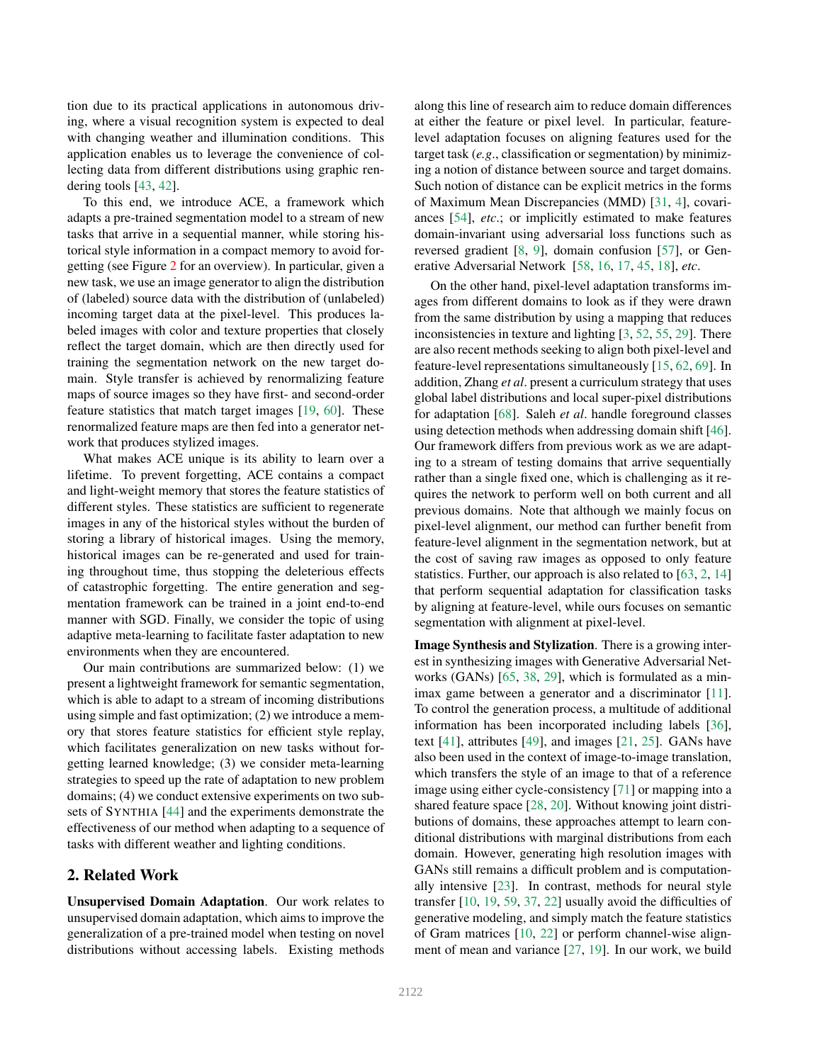tion due to its practical applications in autonomous driving, where a visual recognition system is expected to deal with changing weather and illumination conditions. This application enables us to leverage the convenience of collecting data from different distributions using graphic rendering tools [43, 42].

To this end, we introduce ACE, a framework which adapts a pre-trained segmentation model to a stream of new tasks that arrive in a sequential manner, while storing historical style information in a compact memory to avoid forgetting (see Figure 2 for an overview). In particular, given a new task, we use an image generator to align the distribution of (labeled) source data with the distribution of (unlabeled) incoming target data at the pixel-level. This produces labeled images with color and texture properties that closely reflect the target domain, which are then directly used for training the segmentation network on the new target domain. Style transfer is achieved by renormalizing feature maps of source images so they have first- and second-order feature statistics that match target images [19, 60]. These renormalized feature maps are then fed into a generator network that produces stylized images.

What makes ACE unique is its ability to learn over a lifetime. To prevent forgetting, ACE contains a compact and light-weight memory that stores the feature statistics of different styles. These statistics are sufficient to regenerate images in any of the historical styles without the burden of storing a library of historical images. Using the memory, historical images can be re-generated and used for training throughout time, thus stopping the deleterious effects of catastrophic forgetting. The entire generation and segmentation framework can be trained in a joint end-to-end manner with SGD. Finally, we consider the topic of using adaptive meta-learning to facilitate faster adaptation to new environments when they are encountered.

Our main contributions are summarized below: (1) we present a lightweight framework for semantic segmentation, which is able to adapt to a stream of incoming distributions using simple and fast optimization; (2) we introduce a memory that stores feature statistics for efficient style replay, which facilitates generalization on new tasks without forgetting learned knowledge; (3) we consider meta-learning strategies to speed up the rate of adaptation to new problem domains; (4) we conduct extensive experiments on two subsets of SYNTHIA [44] and the experiments demonstrate the effectiveness of our method when adapting to a sequence of tasks with different weather and lighting conditions.

## 2. Related Work

**Unsupervised Domain Adaptation**. Our work relates to unsupervised domain adaptation, which aims to improve the generalization of a pre-trained model when testing on novel distributions without accessing labels. Existing methods along this line of research aim to reduce domain differences at either the feature or pixel level. In particular, feature-level adaptation focuses on aligning features used for the target task (*e.g*., classification or segmentation) by minimizing a notion of distance between source and target domains. Such notion of distance can be explicit metrics in the forms of Maximum Mean Discrepancies (MMD) [31, 4], covariances [54], *etc*.; or implicitly estimated to make features domain-invariant using adversarial loss functions such as reversed gradient [8, 9], domain confusion [57], or Generative Adversarial Network [58, 16, 17, 45, 18], *etc*.

On the other hand, pixel-level adaptation transforms images from different domains to look as if they were drawn from the same distribution by using a mapping that reduces inconsistencies in texture and lighting [3, 52, 55, 29]. There are also recent methods seeking to align both pixel-level and feature-level representations simultaneously [15, 62, 69]. In addition, Zhang *et al*. present a curriculum strategy that uses global label distributions and local super-pixel distributions for adaptation [68]. Saleh *et al*. handle foreground classes using detection methods when addressing domain shift [46]. Our framework differs from previous work as we are adapting to a stream of testing domains that arrive sequentially rather than a single fixed one, which is challenging as it requires the network to perform well on both current and all previous domains. Note that although we mainly focus on pixel-level alignment, our method can further benefit from feature-level alignment in the segmentation network, but at the cost of saving raw images as opposed to only feature statistics. Further, our approach is also related to [63, 2, 14] that perform sequential adaptation for classification tasks by aligning at feature-level, while ours focuses on semantic segmentation with alignment at pixel-level.

**Image Synthesis and Stylization**. There is a growing interest in synthesizing images with Generative Adversarial Networks (GANs) [65, 38, 29], which is formulated as a minimax game between a generator and a discriminator [11]. To control the generation process, a multitude of additional information has been incorporated including labels [36], text [41], attributes [49], and images [21, 25]. GANs have also been used in the context of image-to-image translation, which transfers the style of an image to that of a reference image using either cycle-consistency [71] or mapping into a shared feature space [28, 20]. Without knowing joint distributions of domains, these approaches attempt to learn conditional distributions with marginal distributions from each domain. However, generating high resolution images with GANs still remains a difficult problem and is computationally intensive [23]. In contrast, methods for neural style transfer [10, 19, 59, 37, 22] usually avoid the difficulties of generative modeling, and simply match the feature statistics of Gram matrices [10, 22] or perform channel-wise alignment of mean and variance [27, 19]. In our work, we build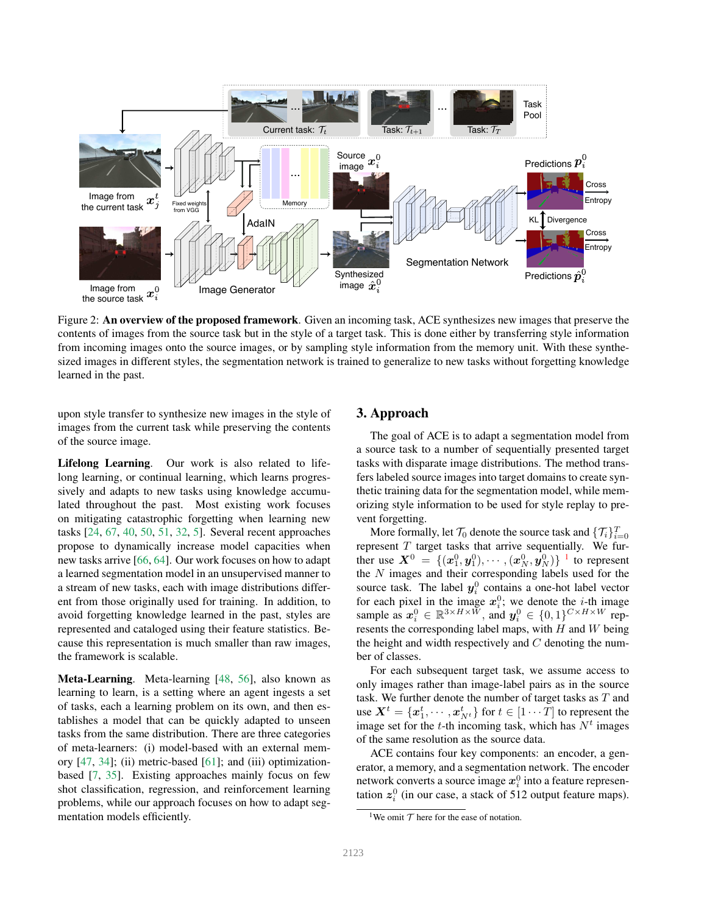Figure 2: **An overview of the proposed framework**. Given an incoming task, ACE synthesizes new images that preserve the contents of images from the source task but in the style of a target task. This is done either by transferring style information from incoming images onto the source images, or by sampling style information from the memory unit. With these synthesized images in different styles, the segmentation network is trained to generalize to new tasks without forgetting knowledge learned in the past.

upon style transfer to synthesize new images in the style of images from the current task while preserving the contents of the source image.

**Lifelong Learning**. Our work is also related to lifelong learning, or continual learning, which learns progressively and adapts to new tasks using knowledge accumulated throughout the past. Most existing work focuses on mitigating catastrophic forgetting when learning new tasks [24, 67, 40, 50, 51, 32, 5]. Several recent approaches propose to dynamically increase model capacities when new tasks arrive [66, 64]. Our work focuses on how to adapt a learned segmentation model in an unsupervised manner to a stream of new tasks, each with image distributions different from those originally used for training. In addition, to avoid forgetting knowledge learned in the past, styles are represented and cataloged using their feature statistics. Because this representation is much smaller than raw images, the framework is scalable.

**Meta-Learning**. Meta-learning [48, 56], also known as learning to learn, is a setting where an agent ingests a set of tasks, each a learning problem on its own, and then establishes a model that can be quickly adapted to unseen tasks from the same distribution. There are three categories of meta-learners: (i) model-based with an external memory [47, 34]; (ii) metric-based [61]; and (iii) optimization-based [7, 35]. Existing approaches mainly focus on few shot classification, regression, and reinforcement learning problems, while our approach focuses on how to adapt segmentation models efficiently.

## 3. Approach

The goal of ACE is to adapt a segmentation model from a source task to a number of sequentially presented target tasks with disparate image distributions. The method transfers labeled source images into target domains to create synthetic training data for the segmentation model, while memorizing style information to be used for style replay to prevent forgetting.

More formally, let $\mathcal{T}_0$ denote the source task and $\{\mathcal{T}_i\}_{i=0}^{T}$ represent $T$ target tasks that arrive sequentially. We further use $\boldsymbol{X}^0 = \{(\boldsymbol{x}_1^0, \boldsymbol{y}_1^0), \cdots, (\boldsymbol{x}_N^0, \boldsymbol{y}_N^0)\}$ [1] to represent the $N$ images and their corresponding labels used for the source task. The label $\boldsymbol{y}_i^0$ contains a one-hot label vector for each pixel in the image $\boldsymbol{x}_i^0$; we denote the $i$-th image sample as $\boldsymbol{x}_i^0 \in \mathbb{R}^{3\times H\times W}$, and $\boldsymbol{y}_i^0 \in \{0,1\}^{C\times H\times W}$ represents the corresponding label maps, with $H$ and $W$ being the height and width respectively and $C$ denoting the number of classes.

For each subsequent target task, we assume access to only images rather than image-label pairs as in the source task. We further denote the number of target tasks as $T$ and use $\boldsymbol{X}^t = \{\boldsymbol{x}_1^t, \cdots, \boldsymbol{x}_{N^t}^t\}$ for $t \in [1 \cdots T]$ to represent the image set for the $t$-th incoming task, which has $N^t$ images of the same resolution as the source data.

ACE contains four key components: an encoder, a generator, a memory, and a segmentation network. The encoder network converts a source image $\boldsymbol{x}_i^0$ into a feature representation $\boldsymbol{z}_i^0$ (in our case, a stack of 512 output feature maps).

[1] We omit $\mathcal{T}$ here for the ease of notation.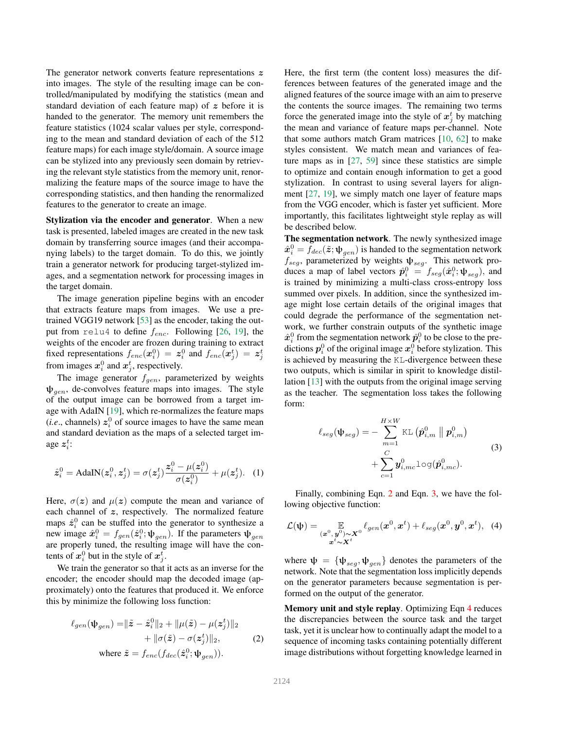The generator network converts feature representations $\boldsymbol{z}$ into images. The style of the resulting image can be controlled/manipulated by modifying the statistics (mean and standard deviation of each feature map) of $\boldsymbol{z}$ before it is handed to the generator. The memory unit remembers the feature statistics (1024 scalar values per style, corresponding to the mean and standard deviation of each of the 512 feature maps) for each image style/domain. A source image can be stylized into any previously seen domain by retrieving the relevant style statistics from the memory unit, renormalizing the feature maps of the source image to have the corresponding statistics, and then handing the renormalized features to the generator to create an image.

**Stylization via the encoder and generator**. When a new task is presented, labeled images are created in the new task domain by transferring source images (and their accompanying labels) to the target domain. To do this, we jointly train a generator network for producing target-stylized images, and a segmentation network for processing images in the target domain.

The image generation pipeline begins with an encoder that extracts feature maps from images. We use a pre-trained VGG19 network [53] as the encoder, taking the output from `relu4` to define $f_{enc}$. Following [26, 19], the weights of the encoder are frozen during training to extract fixed representations $f_{enc}(\boldsymbol{x}_i^0) = \boldsymbol{z}_i^0$ and $f_{enc}(\boldsymbol{x}_j^t) = \boldsymbol{z}_j^t$ from images $\boldsymbol{x}_i^0$ and $\boldsymbol{x}_j^t$, respectively.

The image generator $f_{gen}$, parameterized by weights $\boldsymbol{\psi}_{gen}$, de-convolves feature maps into images. The style of the output image can be borrowed from a target image with AdaIN [19], which re-normalizes the feature maps (*i.e.*, channels) $\boldsymbol{z}_i^0$ of source images to have the same mean and standard deviation as the maps of a selected target image $\boldsymbol{z}_j^t$:

$$\hat{\boldsymbol{z}}_i^0 = \text{AdaIN}(\boldsymbol{z}_i^0, \boldsymbol{z}_j^t) = \sigma(\boldsymbol{z}_j^t)\frac{\boldsymbol{z}_i^0 - \mu(\boldsymbol{z}_i^0)}{\sigma(\boldsymbol{z}_i^0)} + \mu(\boldsymbol{z}_j^t). \quad (1)$$

Here, $\sigma(\boldsymbol{z})$ and $\mu(\boldsymbol{z})$ compute the mean and variance of each channel of $\boldsymbol{z}$, respectively. The normalized feature maps $\hat{\boldsymbol{z}}_i^0$ can be stuffed into the generator to synthesize a new image $\hat{\boldsymbol{x}}_i^0 = f_{gen}(\hat{\boldsymbol{z}}_i^0; \boldsymbol{\psi}_{gen})$. If the parameters $\boldsymbol{\psi}_{gen}$ are properly tuned, the resulting image will have the contents of $\boldsymbol{x}_i^0$ but in the style of $\boldsymbol{x}_j^t$.

We train the generator so that it acts as an inverse for the encoder; the encoder should map the decoded image (approximately) onto the features that produced it. We enforce this by minimize the following loss function:

$$\begin{aligned}\ell_{gen}(\boldsymbol{\psi}_{gen}) = &\|\tilde{\boldsymbol{z}} - \hat{\boldsymbol{z}}_i^0\|_2 + \|\mu(\tilde{\boldsymbol{z}}) - \mu(\boldsymbol{z}_j^t)\|_2 \\ &+ \|\sigma(\tilde{\boldsymbol{z}}) - \sigma(\boldsymbol{z}_j^t)\|_2, \\ &\text{where } \tilde{\boldsymbol{z}} = f_{enc}(f_{dec}(\hat{\boldsymbol{z}}_i^0; \boldsymbol{\psi}_{gen})).\end{aligned} \quad (2)$$

Here, the first term (the content loss) measures the differences between features of the generated image and the aligned features of the source image with an aim to preserve the contents the source images. The remaining two terms force the generated image into the style of $\boldsymbol{x}_j^t$ by matching the mean and variance of feature maps per-channel. Note that some authors match Gram matrices [10, 62] to make styles consistent. We match mean and variances of feature maps as in [27, 59] since these statistics are simple to optimize and contain enough information to get a good stylization. In contrast to using several layers for alignment [27, 19], we simply match one layer of feature maps from the VGG encoder, which is faster yet sufficient. More importantly, this facilitates lightweight style replay as will be described below.

**The segmentation network**. The newly synthesized image $\hat{\boldsymbol{x}}_i^0 = f_{dec}(\tilde{\boldsymbol{z}}; \boldsymbol{\psi}_{gen})$ is handed to the segmentation network $f_{seg}$, parameterized by weights $\boldsymbol{\psi}_{seg}$. This network produces a map of label vectors $\hat{\boldsymbol{p}}_i^0 = f_{seg}(\hat{\boldsymbol{x}}_i^0; \boldsymbol{\psi}_{seg})$, and is trained by minimizing a multi-class cross-entropy loss summed over pixels. In addition, since the synthesized image might lose certain details of the original images that could degrade the performance of the segmentation network, we further constrain outputs of the synthetic image $\hat{\boldsymbol{x}}_i^0$ from the segmentation network $\hat{\boldsymbol{p}}_i^0$ to be close to the predictions $\boldsymbol{p}_i^0$ of the original image $\boldsymbol{x}_i^0$ before stylization. This is achieved by measuring the `KL`-divergence between these two outputs, which is similar in spirit to knowledge distillation [13] with the outputs from the original image serving as the teacher. The segmentation loss takes the following form:

$$\begin{aligned}\ell_{seg}(\boldsymbol{\psi}_{seg}) = -\sum_{m=1}^{H \times W} &\texttt{KL}\left(\hat{\boldsymbol{p}}_{i,m}^0 \,\|\, \boldsymbol{p}_{i,m}^0\right) \\ &+ \sum_{c=1}^{C} \boldsymbol{y}_{i,mc}^0 \texttt{log}(\hat{\boldsymbol{p}}_{i,mc}^0).\end{aligned} \quad (3)$$

Finally, combining Eqn. 2 and Eqn. 3, we have the following objective function:

$$\mathcal{L}(\boldsymbol{\psi}) = \mathop{\mathbb{E}}_{\substack{(\boldsymbol{x}^0, \boldsymbol{y}^0) \sim \boldsymbol{X}^0 \\ \boldsymbol{x}^t \sim \boldsymbol{X}^t}} \ell_{gen}(\boldsymbol{x}^0, \boldsymbol{x}^t) + \ell_{seg}(\boldsymbol{x}^0, \boldsymbol{y}^0, \boldsymbol{x}^t), \quad (4)$$

where $\boldsymbol{\psi} = \{\boldsymbol{\psi}_{seg}, \boldsymbol{\psi}_{gen}\}$ denotes the parameters of the network. Note that the segmentation loss implicitly depends on the generator parameters because segmentation is performed on the output of the generator.

**Memory unit and style replay**. Optimizing Eqn 4 reduces the discrepancies between the source task and the target task, yet it is unclear how to continually adapt the model to a sequence of incoming tasks containing potentially different image distributions without forgetting knowledge learned in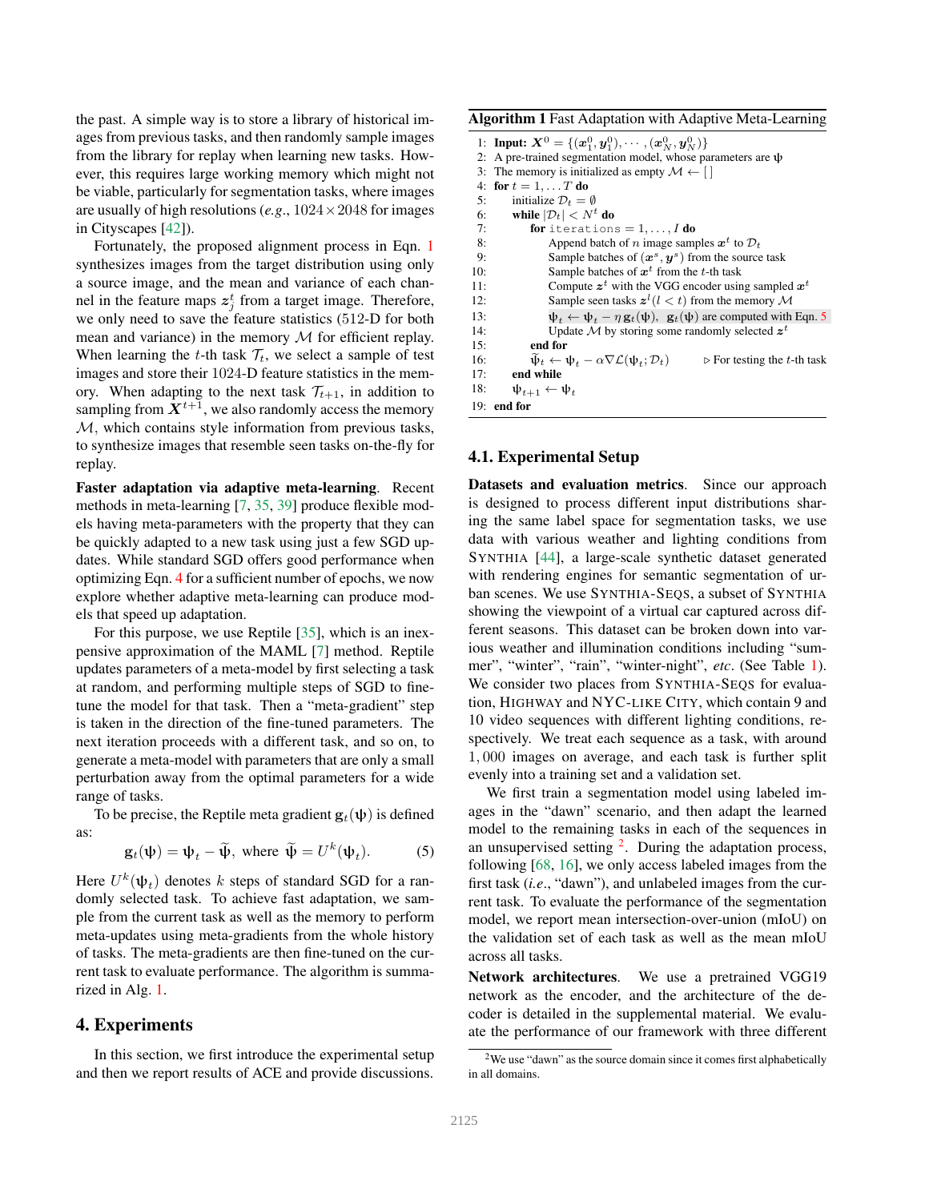the past. A simple way is to store a library of historical images from previous tasks, and then randomly sample images from the library for replay when learning new tasks. However, this requires large working memory which might not be viable, particularly for segmentation tasks, where images are usually of high resolutions (*e.g.*, $1024 \times 2048$ for images in Cityscapes [42]).

Fortunately, the proposed alignment process in Eqn. 1 synthesizes images from the target distribution using only a source image, and the mean and variance of each channel in the feature maps $z_j^t$ from a target image. Therefore, we only need to save the feature statistics (512-D for both mean and variance) in the memory $\mathcal{M}$ for efficient replay. When learning the $t$-th task $\mathcal{T}_t$, we select a sample of test images and store their 1024-D feature statistics in the memory. When adapting to the next task $\mathcal{T}_{t+1}$, in addition to sampling from $X^{t+1}$, we also randomly access the memory $\mathcal{M}$, which contains style information from previous tasks, to synthesize images that resemble seen tasks on-the-fly for replay.

**Faster adaptation via adaptive meta-learning**. Recent methods in meta-learning [7, 35, 39] produce flexible models having meta-parameters with the property that they can be quickly adapted to a new task using just a few SGD updates. While standard SGD offers good performance when optimizing Eqn. 4 for a sufficient number of epochs, we now explore whether adaptive meta-learning can produce models that speed up adaptation.

For this purpose, we use Reptile [35], which is an inexpensive approximation of the MAML [7] method. Reptile updates parameters of a meta-model by first selecting a task at random, and performing multiple steps of SGD to finetune the model for that task. Then a "meta-gradient" step is taken in the direction of the fine-tuned parameters. The next iteration proceeds with a different task, and so on, to generate a meta-model with parameters that are only a small perturbation away from the optimal parameters for a wide range of tasks.

To be precise, the Reptile meta gradient $\mathbf{g}_t(\psi)$ is defined as:

$$\mathbf{g}_t(\psi) = \psi_t - \widetilde{\psi}, \text{ where } \widetilde{\psi} = U^k(\psi_t). \tag{5}$$

Here $U^k(\psi_t)$ denotes $k$ steps of standard SGD for a randomly selected task. To achieve fast adaptation, we sample from the current task as well as the memory to perform meta-updates using meta-gradients from the whole history of tasks. The meta-gradients are then fine-tuned on the current task to evaluate performance. The algorithm is summarized in Alg. 1.

**Algorithm 1** Fast Adaptation with Adaptive Meta-Learning

```
1: Input: X^0 = {(x^0_1, y^0_1), ..., (x^0_N, y^0_N)}
2: A pre-trained segmentation model, whose parameters are ψ
3: The memory is initialized as empty M ← [ ]
4: for t = 1, ... T do
5:     initialize D_t = ∅
6:     while |D_t| < N^t do
7:         for iterations = 1, ..., I do
8:             Append batch of n image samples x^t to D_t
9:             Sample batches of (x^s, y^s) from the source task
10:            Sample batches of x^t from the t-th task
11:            Compute z^t with the VGG encoder using sampled x^t
12:            Sample seen tasks z^l (l < t) from the memory M
13:            ψ_t ← ψ_t − η g_t(ψ),  g_t(ψ) are computed with Eqn. 5
14:            Update M by storing some randomly selected z^t
15:        end for
16:        ψ̃_t ← ψ_t − α∇L(ψ_t; D_t)        ▷ For testing the t-th task
17:    end while
18:    ψ_{t+1} ← ψ_t
19: end for
```

# 4. Experiments

In this section, we first introduce the experimental setup and then we report results of ACE and provide discussions.

## 4.1. Experimental Setup

**Datasets and evaluation metrics**. Since our approach is designed to process different input distributions sharing the same label space for segmentation tasks, we use data with various weather and lighting conditions from SYNTHIA [44], a large-scale synthetic dataset generated with rendering engines for semantic segmentation of urban scenes. We use SYNTHIA-SEQS, a subset of SYNTHIA showing the viewpoint of a virtual car captured across different seasons. This dataset can be broken down into various weather and illumination conditions including "summer", "winter", "rain", "winter-night", *etc*. (See Table 1). We consider two places from SYNTHIA-SEQS for evaluation, HIGHWAY and NYC-LIKE CITY, which contain 9 and 10 video sequences with different lighting conditions, respectively. We treat each sequence as a task, with around $1,000$ images on average, and each task is further split evenly into a training set and a validation set.

We first train a segmentation model using labeled images in the "dawn" scenario, and then adapt the learned model to the remaining tasks in each of the sequences in an unsupervised setting [2]. During the adaptation process, following [68, 16], we only access labeled images from the first task (*i.e.*, "dawn"), and unlabeled images from the current task. To evaluate the performance of the segmentation model, we report mean intersection-over-union (mIoU) on the validation set of each task as well as the mean mIoU across all tasks.

**Network architectures**. We use a pretrained VGG19 network as the encoder, and the architecture of the decoder is detailed in the supplemental material. We evaluate the performance of our framework with three different

[2] We use "dawn" as the source domain since it comes first alphabetically in all domains.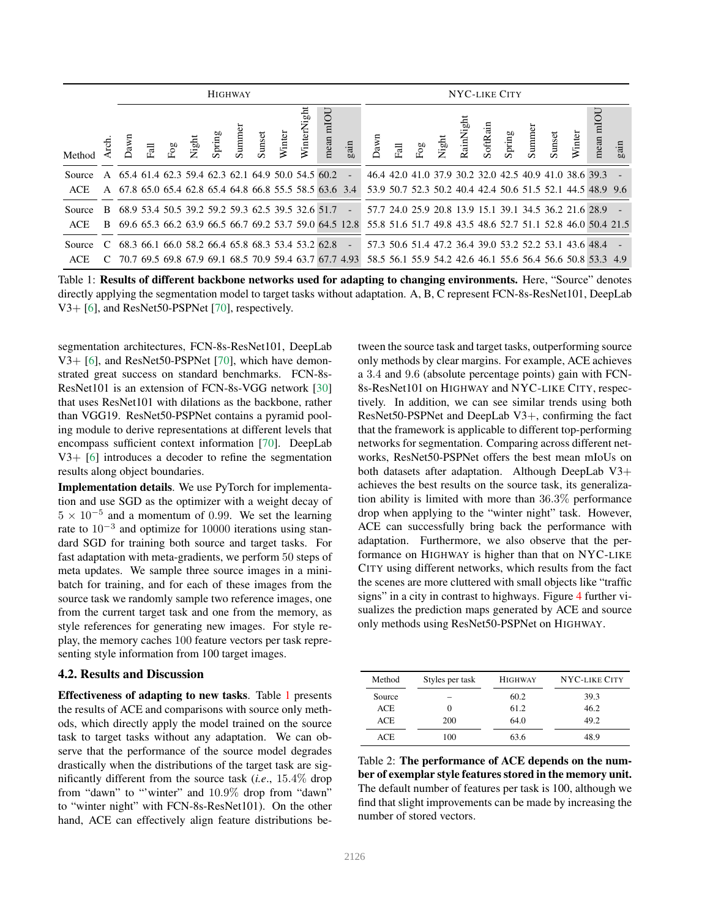| Method | Arch. | HIGHWAY | | | | | | | | | | | NYC-LIKE CITY | | | | | | | | | | | |
|---|---|---|---|---|---|---|---|---|---|---|---|---|---|---|---|---|---|---|---|---|---|---|---|---|
| | | Dawn | Fall | Fog | Night | Spring | Summer | Sunset | Winter | WinterNight | mean mIOU | gain | Dawn | Fall | Fog | Night | RainNight | SoftRain | Spring | Summer | Sunset | Winter | mean mIOU | gain |
| Source | A | 65.4 | 61.4 | 62.3 | 59.4 | 62.3 | 62.1 | 64.9 | 50.0 | 54.5 | 60.2 | - | 46.4 | 42.0 | 41.0 | 37.9 | 30.2 | 32.0 | 42.5 | 40.9 | 41.0 | 38.6 | 39.3 | - |
| ACE | A | 67.8 | 65.0 | 65.4 | 62.8 | 65.4 | 64.8 | 66.8 | 55.5 | 58.5 | 63.6 | 3.4 | 53.9 | 50.7 | 52.3 | 50.2 | 40.4 | 42.4 | 50.6 | 51.5 | 52.1 | 44.5 | 48.9 | 9.6 |
| Source | B | 68.9 | 53.4 | 50.5 | 39.2 | 59.2 | 59.3 | 62.5 | 39.5 | 32.6 | 51.7 | - | 57.7 | 24.0 | 25.9 | 20.8 | 13.9 | 15.1 | 39.1 | 34.5 | 36.2 | 21.6 | 28.9 | - |
| ACE | B | 69.6 | 65.3 | 66.2 | 63.9 | 66.5 | 66.7 | 69.2 | 53.7 | 59.0 | 64.5 | 12.8 | 55.8 | 51.6 | 51.7 | 49.8 | 43.5 | 48.6 | 52.7 | 51.1 | 52.8 | 46.0 | 50.4 | 21.5 |
| Source | C | 68.3 | 66.1 | 66.0 | 58.2 | 66.4 | 65.8 | 68.3 | 53.4 | 53.2 | 62.8 | - | 57.3 | 50.6 | 51.4 | 47.2 | 36.4 | 39.0 | 53.2 | 52.2 | 53.1 | 43.6 | 48.4 | - |
| ACE | C | 70.7 | 69.5 | 69.8 | 67.9 | 69.1 | 68.5 | 70.9 | 59.4 | 63.7 | 67.7 | 4.93 | 58.5 | 56.1 | 55.9 | 54.2 | 42.6 | 46.1 | 55.6 | 56.4 | 56.6 | 50.8 | 53.3 | 4.9 |

Table 1: **Results of different backbone networks used for adapting to changing environments.** Here, "Source" denotes directly applying the segmentation model to target tasks without adaptation. A, B, C represent FCN-8s-ResNet101, DeepLab V3+ [6], and ResNet50-PSPNet [70], respectively.

segmentation architectures, FCN-8s-ResNet101, DeepLab V3+ [6], and ResNet50-PSPNet [70], which have demonstrated great success on standard benchmarks. FCN-8s-ResNet101 is an extension of FCN-8s-VGG network [30] that uses ResNet101 with dilations as the backbone, rather than VGG19. ResNet50-PSPNet contains a pyramid pooling module to derive representations at different levels that encompass sufficient context information [70]. DeepLab V3+ [6] introduces a decoder to refine the segmentation results along object boundaries.

**Implementation details**. We use PyTorch for implementation and use SGD as the optimizer with a weight decay of $5 \times 10^{-5}$ and a momentum of 0.99. We set the learning rate to $10^{-3}$ and optimize for 10000 iterations using standard SGD for training both source and target tasks. For fast adaptation with meta-gradients, we perform 50 steps of meta updates. We sample three source images in a mini-batch for training, and for each of these images from the source task we randomly sample two reference images, one from the current target task and one from the memory, as style references for generating new images. For style replay, the memory caches 100 feature vectors per task representing style information from 100 target images.

## 4.2. Results and Discussion

**Effectiveness of adapting to new tasks**. Table 1 presents the results of ACE and comparisons with source only methods, which directly apply the model trained on the source task to target tasks without any adaptation. We can observe that the performance of the source model degrades drastically when the distributions of the target task are significantly different from the source task (*i.e*., 15.4% drop from "dawn" to "'winter" and 10.9% drop from "dawn" to "winter night" with FCN-8s-ResNet101). On the other hand, ACE can effectively align feature distributions between the source task and target tasks, outperforming source only methods by clear margins. For example, ACE achieves a 3.4 and 9.6 (absolute percentage points) gain with FCN-8s-ResNet101 on HIGHWAY and NYC-LIKE CITY, respectively. In addition, we can see similar trends using both ResNet50-PSPNet and DeepLab V3+, confirming the fact that the framework is applicable to different top-performing networks for segmentation. Comparing across different networks, ResNet50-PSPNet offers the best mean mIoUs on both datasets after adaptation. Although DeepLab V3+ achieves the best results on the source task, its generalization ability is limited with more than 36.3% performance drop when applying to the "winter night" task. However, ACE can successfully bring back the performance with adaptation. Furthermore, we also observe that the performance on HIGHWAY is higher than that on NYC-LIKE CITY using different networks, which results from the fact the scenes are more cluttered with small objects like "traffic signs" in a city in contrast to highways. Figure 4 further visualizes the prediction maps generated by ACE and source only methods using ResNet50-PSPNet on HIGHWAY.

| Method | Styles per task | HIGHWAY | NYC-LIKE CITY |
|---|---|---|---|
| Source | – | 60.2 | 39.3 |
| ACE | 0 | 61.2 | 46.2 |
| ACE | 200 | 64.0 | 49.2 |
| ACE | 100 | 63.6 | 48.9 |

Table 2: **The performance of ACE depends on the number of exemplar style features stored in the memory unit.** The default number of features per task is 100, although we find that slight improvements can be made by increasing the number of stored vectors.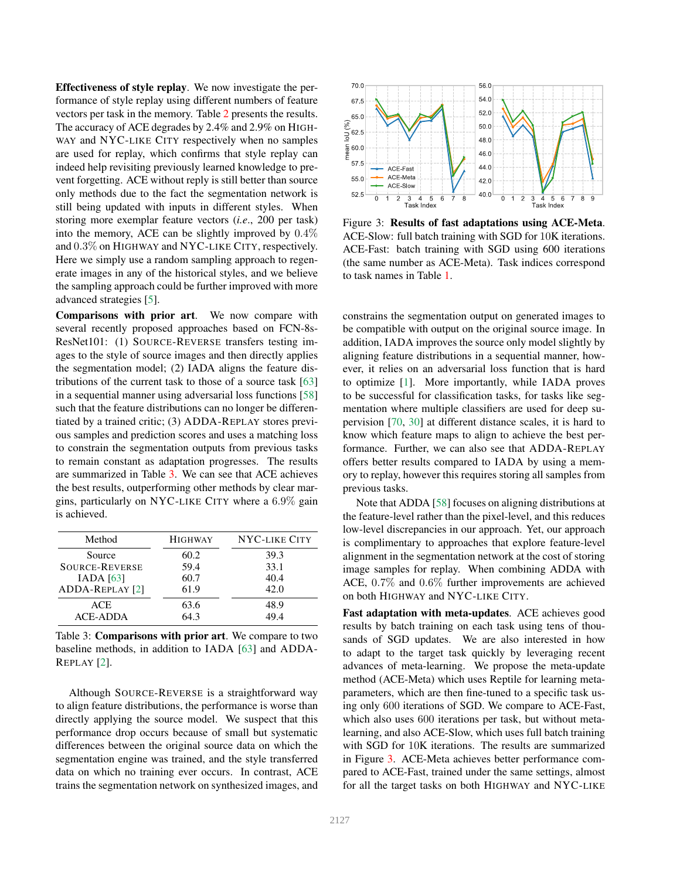**Effectiveness of style replay**. We now investigate the performance of style replay using different numbers of feature vectors per task in the memory. Table 2 presents the results. The accuracy of ACE degrades by 2.4% and 2.9% on HIGHWAY and NYC-LIKE CITY respectively when no samples are used for replay, which confirms that style replay can indeed help revisiting previously learned knowledge to prevent forgetting. ACE without reply is still better than source only methods due to the fact the segmentation network is still being updated with inputs in different styles. When storing more exemplar feature vectors (*i.e.*, 200 per task) into the memory, ACE can be slightly improved by $0.4\%$ and $0.3\%$ on HIGHWAY and NYC-LIKE CITY, respectively. Here we simply use a random sampling approach to regenerate images in any of the historical styles, and we believe the sampling approach could be further improved with more advanced strategies [5].

**Comparisons with prior art**. We now compare with several recently proposed approaches based on FCN-8s-ResNet101: (1) SOURCE-REVERSE transfers testing images to the style of source images and then directly applies the segmentation model; (2) IADA aligns the feature distributions of the current task to those of a source task [63] in a sequential manner using adversarial loss functions [58] such that the feature distributions can no longer be differentiated by a trained critic; (3) ADDA-REPLAY stores previous samples and prediction scores and uses a matching loss to constrain the segmentation outputs from previous tasks to remain constant as adaptation progresses. The results are summarized in Table 3. We can see that ACE achieves the best results, outperforming other methods by clear margins, particularly on NYC-LIKE CITY where a $6.9\%$ gain is achieved.

| Method | HIGHWAY | NYC-LIKE CITY |
|---|---|---|
| Source | 60.2 | 39.3 |
| SOURCE-REVERSE | 59.4 | 33.1 |
| IADA [63] | 60.7 | 40.4 |
| ADDA-REPLAY [2] | 61.9 | 42.0 |
| ACE | 63.6 | 48.9 |
| ACE-ADDA | 64.3 | 49.4 |

Table 3: **Comparisons with prior art**. We compare to two baseline methods, in addition to IADA [63] and ADDA-REPLAY [2].

Although SOURCE-REVERSE is a straightforward way to align feature distributions, the performance is worse than directly applying the source model. We suspect that this performance drop occurs because of small but systematic differences between the original source data on which the segmentation engine was trained, and the style transferred data on which no training ever occurs. In contrast, ACE trains the segmentation network on synthesized images, and constrains the segmentation output on generated images to be compatible with output on the original source image. In addition, IADA improves the source only model slightly by aligning feature distributions in a sequential manner, however, it relies on an adversarial loss function that is hard to optimize [1]. More importantly, while IADA proves to be successful for classification tasks, for tasks like segmentation where multiple classifiers are used for deep supervision [70, 30] at different distance scales, it is hard to know which feature maps to align to achieve the best performance. Further, we can also see that ADDA-REPLAY offers better results compared to IADA by using a memory to replay, however this requires storing all samples from previous tasks.

Note that ADDA [58] focuses on aligning distributions at the feature-level rather than the pixel-level, and this reduces low-level discrepancies in our approach. Yet, our approach is complimentary to approaches that explore feature-level alignment in the segmentation network at the cost of storing image samples for replay. When combining ADDA with ACE, $0.7\%$ and $0.6\%$ further improvements are achieved on both HIGHWAY and NYC-LIKE CITY.

Figure 3: **Results of fast adaptations using ACE-Meta**. ACE-Slow: full batch training with SGD for 10K iterations. ACE-Fast: batch training with SGD using 600 iterations (the same number as ACE-Meta). Task indices correspond to task names in Table 1.

**Fast adaptation with meta-updates**. ACE achieves good results by batch training on each task using tens of thousands of SGD updates. We are also interested in how to adapt to the target task quickly by leveraging recent advances of meta-learning. We propose the meta-update method (ACE-Meta) which uses Reptile for learning meta-parameters, which are then fine-tuned to a specific task using only 600 iterations of SGD. We compare to ACE-Fast, which also uses 600 iterations per task, but without meta-learning, and also ACE-Slow, which uses full batch training with SGD for 10K iterations. The results are summarized in Figure 3. ACE-Meta achieves better performance compared to ACE-Fast, trained under the same settings, almost for all the target tasks on both HIGHWAY and NYC-LIKE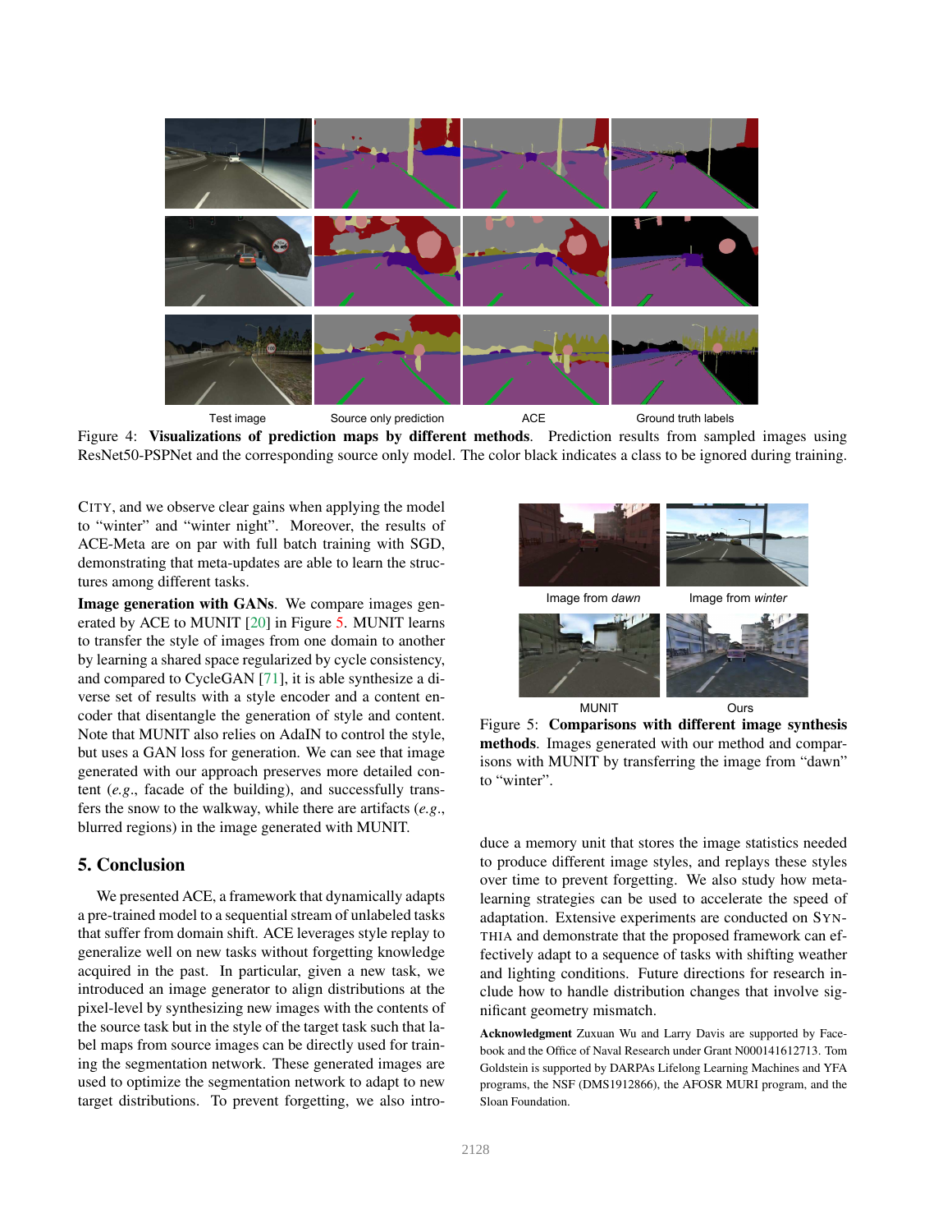Test image | Source only prediction | ACE | Ground truth labels

Figure 4: **Visualizations of prediction maps by different methods**. Prediction results from sampled images using ResNet50-PSPNet and the corresponding source only model. The color black indicates a class to be ignored during training.

CITY, and we observe clear gains when applying the model to "winter" and "winter night". Moreover, the results of ACE-Meta are on par with full batch training with SGD, demonstrating that meta-updates are able to learn the structures among different tasks.

**Image generation with GANs**. We compare images generated by ACE to MUNIT [20] in Figure 5. MUNIT learns to transfer the style of images from one domain to another by learning a shared space regularized by cycle consistency, and compared to CycleGAN [71], it is able synthesize a diverse set of results with a style encoder and a content encoder that disentangle the generation of style and content. Note that MUNIT also relies on AdaIN to control the style, but uses a GAN loss for generation. We can see that image generated with our approach preserves more detailed content (*e.g*., facade of the building), and successfully transfers the snow to the walkway, while there are artifacts (*e.g*., blurred regions) in the image generated with MUNIT.

Image from *dawn* | Image from *winter*

MUNIT | Ours

Figure 5: **Comparisons with different image synthesis methods**. Images generated with our method and comparisons with MUNIT by transferring the image from "dawn" to "winter".

## 5. Conclusion

We presented ACE, a framework that dynamically adapts a pre-trained model to a sequential stream of unlabeled tasks that suffer from domain shift. ACE leverages style replay to generalize well on new tasks without forgetting knowledge acquired in the past. In particular, given a new task, we introduced an image generator to align distributions at the pixel-level by synthesizing new images with the contents of the source task but in the style of the target task such that label maps from source images can be directly used for training the segmentation network. These generated images are used to optimize the segmentation network to adapt to new target distributions. To prevent forgetting, we also introduce a memory unit that stores the image statistics needed to produce different image styles, and replays these styles over time to prevent forgetting. We also study how meta-learning strategies can be used to accelerate the speed of adaptation. Extensive experiments are conducted on SYNTHIA and demonstrate that the proposed framework can effectively adapt to a sequence of tasks with shifting weather and lighting conditions. Future directions for research include how to handle distribution changes that involve significant geometry mismatch.

**Acknowledgment** Zuxuan Wu and Larry Davis are supported by Facebook and the Office of Naval Research under Grant N000141612713. Tom Goldstein is supported by DARPAs Lifelong Learning Machines and YFA programs, the NSF (DMS1912866), the AFOSR MURI program, and the Sloan Foundation.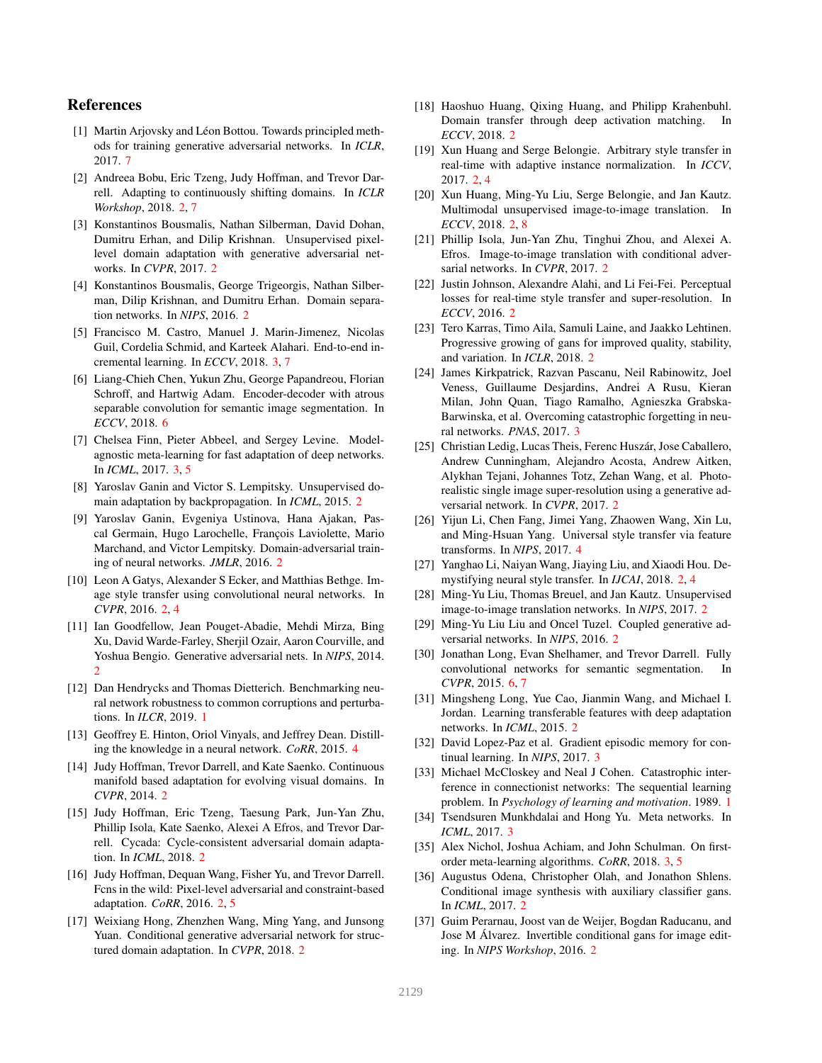## References

[1] Martin Arjovsky and Léon Bottou. Towards principled methods for training generative adversarial networks. In *ICLR*, 2017. 7

[2] Andreea Bobu, Eric Tzeng, Judy Hoffman, and Trevor Darrell. Adapting to continuously shifting domains. In *ICLR Workshop*, 2018. 2, 7

[3] Konstantinos Bousmalis, Nathan Silberman, David Dohan, Dumitru Erhan, and Dilip Krishnan. Unsupervised pixel-level domain adaptation with generative adversarial networks. In *CVPR*, 2017. 2

[4] Konstantinos Bousmalis, George Trigeorgis, Nathan Silberman, Dilip Krishnan, and Dumitru Erhan. Domain separation networks. In *NIPS*, 2016. 2

[5] Francisco M. Castro, Manuel J. Marin-Jimenez, Nicolas Guil, Cordelia Schmid, and Karteek Alahari. End-to-end incremental learning. In *ECCV*, 2018. 3, 7

[6] Liang-Chieh Chen, Yukun Zhu, George Papandreou, Florian Schroff, and Hartwig Adam. Encoder-decoder with atrous separable convolution for semantic image segmentation. In *ECCV*, 2018. 6

[7] Chelsea Finn, Pieter Abbeel, and Sergey Levine. Model-agnostic meta-learning for fast adaptation of deep networks. In *ICML*, 2017. 3, 5

[8] Yaroslav Ganin and Victor S. Lempitsky. Unsupervised domain adaptation by backpropagation. In *ICML*, 2015. 2

[9] Yaroslav Ganin, Evgeniya Ustinova, Hana Ajakan, Pascal Germain, Hugo Larochelle, François Laviolette, Mario Marchand, and Victor Lempitsky. Domain-adversarial training of neural networks. *JMLR*, 2016. 2

[10] Leon A Gatys, Alexander S Ecker, and Matthias Bethge. Image style transfer using convolutional neural networks. In *CVPR*, 2016. 2, 4

[11] Ian Goodfellow, Jean Pouget-Abadie, Mehdi Mirza, Bing Xu, David Warde-Farley, Sherjil Ozair, Aaron Courville, and Yoshua Bengio. Generative adversarial nets. In *NIPS*, 2014. 2

[12] Dan Hendrycks and Thomas Dietterich. Benchmarking neural network robustness to common corruptions and perturbations. In *ILCR*, 2019. 1

[13] Geoffrey E. Hinton, Oriol Vinyals, and Jeffrey Dean. Distilling the knowledge in a neural network. *CoRR*, 2015. 4

[14] Judy Hoffman, Trevor Darrell, and Kate Saenko. Continuous manifold based adaptation for evolving visual domains. In *CVPR*, 2014. 2

[15] Judy Hoffman, Eric Tzeng, Taesung Park, Jun-Yan Zhu, Phillip Isola, Kate Saenko, Alexei A Efros, and Trevor Darrell. Cycada: Cycle-consistent adversarial domain adaptation. In *ICML*, 2018. 2

[16] Judy Hoffman, Dequan Wang, Fisher Yu, and Trevor Darrell. Fcns in the wild: Pixel-level adversarial and constraint-based adaptation. *CoRR*, 2016. 2, 5

[17] Weixiang Hong, Zhenzhen Wang, Ming Yang, and Junsong Yuan. Conditional generative adversarial network for structured domain adaptation. In *CVPR*, 2018. 2

[18] Haoshuo Huang, Qixing Huang, and Philipp Krahenbuhl. Domain transfer through deep activation matching. In *ECCV*, 2018. 2

[19] Xun Huang and Serge Belongie. Arbitrary style transfer in real-time with adaptive instance normalization. In *ICCV*, 2017. 2, 4

[20] Xun Huang, Ming-Yu Liu, Serge Belongie, and Jan Kautz. Multimodal unsupervised image-to-image translation. In *ECCV*, 2018. 2, 8

[21] Phillip Isola, Jun-Yan Zhu, Tinghui Zhou, and Alexei A. Efros. Image-to-image translation with conditional adversarial networks. In *CVPR*, 2017. 2

[22] Justin Johnson, Alexandre Alahi, and Li Fei-Fei. Perceptual losses for real-time style transfer and super-resolution. In *ECCV*, 2016. 2

[23] Tero Karras, Timo Aila, Samuli Laine, and Jaakko Lehtinen. Progressive growing of gans for improved quality, stability, and variation. In *ICLR*, 2018. 2

[24] James Kirkpatrick, Razvan Pascanu, Neil Rabinowitz, Joel Veness, Guillaume Desjardins, Andrei A Rusu, Kieran Milan, John Quan, Tiago Ramalho, Agnieszka Grabska-Barwinska, et al. Overcoming catastrophic forgetting in neural networks. *PNAS*, 2017. 3

[25] Christian Ledig, Lucas Theis, Ferenc Huszár, Jose Caballero, Andrew Cunningham, Alejandro Acosta, Andrew Aitken, Alykhan Tejani, Johannes Totz, Zehan Wang, et al. Photo-realistic single image super-resolution using a generative adversarial network. In *CVPR*, 2017. 2

[26] Yijun Li, Chen Fang, Jimei Yang, Zhaowen Wang, Xin Lu, and Ming-Hsuan Yang. Universal style transfer via feature transforms. In *NIPS*, 2017. 4

[27] Yanghao Li, Naiyan Wang, Jiaying Liu, and Xiaodi Hou. Demystifying neural style transfer. In *IJCAI*, 2018. 2, 4

[28] Ming-Yu Liu, Thomas Breuel, and Jan Kautz. Unsupervised image-to-image translation networks. In *NIPS*, 2017. 2

[29] Ming-Yu Liu Liu and Oncel Tuzel. Coupled generative adversarial networks. In *NIPS*, 2016. 2

[30] Jonathan Long, Evan Shelhamer, and Trevor Darrell. Fully convolutional networks for semantic segmentation. In *CVPR*, 2015. 6, 7

[31] Mingsheng Long, Yue Cao, Jianmin Wang, and Michael I. Jordan. Learning transferable features with deep adaptation networks. In *ICML*, 2015. 2

[32] David Lopez-Paz et al. Gradient episodic memory for continual learning. In *NIPS*, 2017. 3

[33] Michael McCloskey and Neal J Cohen. Catastrophic interference in connectionist networks: The sequential learning problem. In *Psychology of learning and motivation*. 1989. 1

[34] Tsendsuren Munkhdalai and Hong Yu. Meta networks. In *ICML*, 2017. 3

[35] Alex Nichol, Joshua Achiam, and John Schulman. On first-order meta-learning algorithms. *CoRR*, 2018. 3, 5

[36] Augustus Odena, Christopher Olah, and Jonathon Shlens. Conditional image synthesis with auxiliary classifier gans. In *ICML*, 2017. 2

[37] Guim Perarnau, Joost van de Weijer, Bogdan Raducanu, and Jose M Álvarez. Invertible conditional gans for image editing. In *NIPS Workshop*, 2016. 2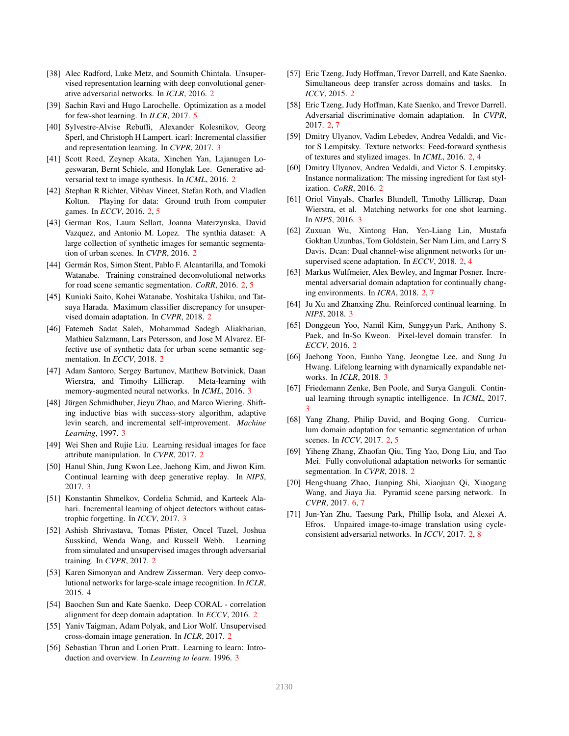[38] Alec Radford, Luke Metz, and Soumith Chintala. Unsupervised representation learning with deep convolutional generative adversarial networks. In *ICLR*, 2016. 2

[39] Sachin Ravi and Hugo Larochelle. Optimization as a model for few-shot learning. In *ILCR*, 2017. 5

[40] Sylvestre-Alvise Rebuffi, Alexander Kolesnikov, Georg Sperl, and Christoph H Lampert. icarl: Incremental classifier and representation learning. In *CVPR*, 2017. 3

[41] Scott Reed, Zeynep Akata, Xinchen Yan, Lajanugen Logeswaran, Bernt Schiele, and Honglak Lee. Generative adversarial text to image synthesis. In *ICML*, 2016. 2

[42] Stephan R Richter, Vibhav Vineet, Stefan Roth, and Vladlen Koltun. Playing for data: Ground truth from computer games. In *ECCV*, 2016. 2, 5

[43] German Ros, Laura Sellart, Joanna Materzynska, David Vazquez, and Antonio M. Lopez. The synthia dataset: A large collection of synthetic images for semantic segmentation of urban scenes. In *CVPR*, 2016. 2

[44] Germán Ros, Simon Stent, Pablo F. Alcantarilla, and Tomoki Watanabe. Training constrained deconvolutional networks for road scene semantic segmentation. *CoRR*, 2016. 2, 5

[45] Kuniaki Saito, Kohei Watanabe, Yoshitaka Ushiku, and Tatsuya Harada. Maximum classifier discrepancy for unsupervised domain adaptation. In *CVPR*, 2018. 2

[46] Fatemeh Sadat Saleh, Mohammad Sadegh Aliakbarian, Mathieu Salzmann, Lars Petersson, and Jose M Alvarez. Effective use of synthetic data for urban scene semantic segmentation. In *ECCV*, 2018. 2

[47] Adam Santoro, Sergey Bartunov, Matthew Botvinick, Daan Wierstra, and Timothy Lillicrap. Meta-learning with memory-augmented neural networks. In *ICML*, 2016. 3

[48] Jürgen Schmidhuber, Jieyu Zhao, and Marco Wiering. Shifting inductive bias with success-story algorithm, adaptive levin search, and incremental self-improvement. *Machine Learning*, 1997. 3

[49] Wei Shen and Rujie Liu. Learning residual images for face attribute manipulation. In *CVPR*, 2017. 2

[50] Hanul Shin, Jung Kwon Lee, Jaehong Kim, and Jiwon Kim. Continual learning with deep generative replay. In *NIPS*, 2017. 3

[51] Konstantin Shmelkov, Cordelia Schmid, and Karteek Alahari. Incremental learning of object detectors without catastrophic forgetting. In *ICCV*, 2017. 3

[52] Ashish Shrivastava, Tomas Pfister, Oncel Tuzel, Joshua Susskind, Wenda Wang, and Russell Webb. Learning from simulated and unsupervised images through adversarial training. In *CVPR*, 2017. 2

[53] Karen Simonyan and Andrew Zisserman. Very deep convolutional networks for large-scale image recognition. In *ICLR*, 2015. 4

[54] Baochen Sun and Kate Saenko. Deep CORAL - correlation alignment for deep domain adaptation. In *ECCV*, 2016. 2

[55] Yaniv Taigman, Adam Polyak, and Lior Wolf. Unsupervised cross-domain image generation. In *ICLR*, 2017. 2

[56] Sebastian Thrun and Lorien Pratt. Learning to learn: Introduction and overview. In *Learning to learn*. 1996. 3

[57] Eric Tzeng, Judy Hoffman, Trevor Darrell, and Kate Saenko. Simultaneous deep transfer across domains and tasks. In *ICCV*, 2015. 2

[58] Eric Tzeng, Judy Hoffman, Kate Saenko, and Trevor Darrell. Adversarial discriminative domain adaptation. In *CVPR*, 2017. 2, 7

[59] Dmitry Ulyanov, Vadim Lebedev, Andrea Vedaldi, and Victor S Lempitsky. Texture networks: Feed-forward synthesis of textures and stylized images. In *ICML*, 2016. 2, 4

[60] Dmitry Ulyanov, Andrea Vedaldi, and Victor S. Lempitsky. Instance normalization: The missing ingredient for fast stylization. *CoRR*, 2016. 2

[61] Oriol Vinyals, Charles Blundell, Timothy Lillicrap, Daan Wierstra, et al. Matching networks for one shot learning. In *NIPS*, 2016. 3

[62] Zuxuan Wu, Xintong Han, Yen-Liang Lin, Mustafa Gokhan Uzunbas, Tom Goldstein, Ser Nam Lim, and Larry S Davis. Dcan: Dual channel-wise alignment networks for unsupervised scene adaptation. In *ECCV*, 2018. 2, 4

[63] Markus Wulfmeier, Alex Bewley, and Ingmar Posner. Incremental adversarial domain adaptation for continually changing environments. In *ICRA*, 2018. 2, 7

[64] Ju Xu and Zhanxing Zhu. Reinforced continual learning. In *NIPS*, 2018. 3

[65] Donggeun Yoo, Namil Kim, Sunggyun Park, Anthony S. Paek, and In-So Kweon. Pixel-level domain transfer. In *ECCV*, 2016. 2

[66] Jaehong Yoon, Eunho Yang, Jeongtae Lee, and Sung Ju Hwang. Lifelong learning with dynamically expandable networks. In *ICLR*, 2018. 3

[67] Friedemann Zenke, Ben Poole, and Surya Ganguli. Continual learning through synaptic intelligence. In *ICML*, 2017. 3

[68] Yang Zhang, Philip David, and Boqing Gong. Curriculum domain adaptation for semantic segmentation of urban scenes. In *ICCV*, 2017. 2, 5

[69] Yiheng Zhang, Zhaofan Qiu, Ting Yao, Dong Liu, and Tao Mei. Fully convolutional adaptation networks for semantic segmentation. In *CVPR*, 2018. 2

[70] Hengshuang Zhao, Jianping Shi, Xiaojuan Qi, Xiaogang Wang, and Jiaya Jia. Pyramid scene parsing network. In *CVPR*, 2017. 6, 7

[71] Jun-Yan Zhu, Taesung Park, Phillip Isola, and Alexei A. Efros. Unpaired image-to-image translation using cycle-consistent adversarial networks. In *ICCV*, 2017. 2, 8